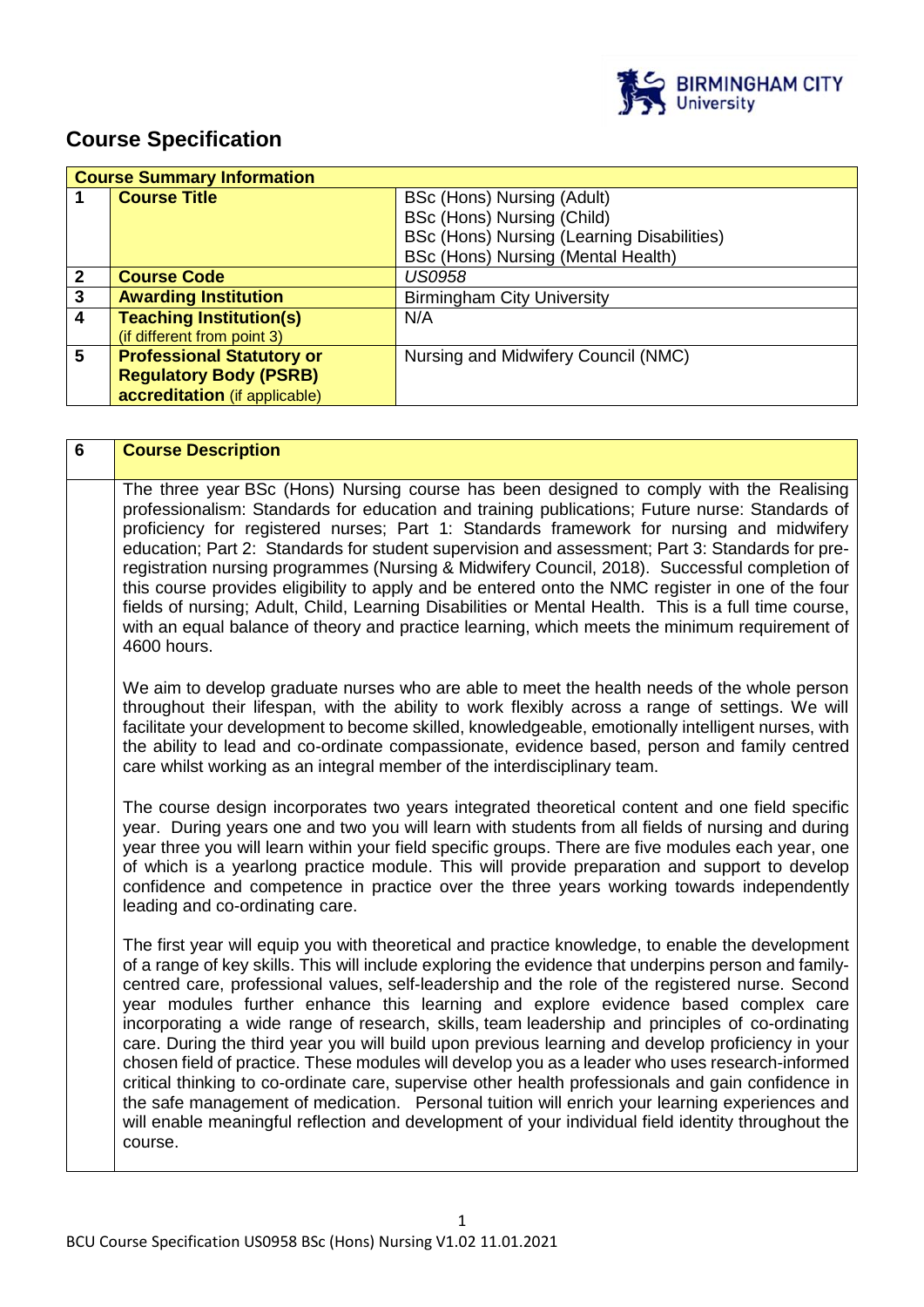# Course Specification

| Course Summary Information | | |
|---|---|---|
| 1 | **Course Title** | BSc (Hons) Nursing (Adult)<br>BSc (Hons) Nursing (Child)<br>BSc (Hons) Nursing (Learning Disabilities)<br>BSc (Hons) Nursing (Mental Health) |
| 2 | **Course Code** | *US0958* |
| 3 | **Awarding Institution** | Birmingham City University |
| 4 | **Teaching Institution(s)**<br>(if different from point 3) | N/A |
| 5 | **Professional Statutory or Regulatory Body (PSRB) accreditation** (if applicable) | Nursing and Midwifery Council (NMC) |

| 6 | **Course Description** |
|---|---|
| | The three year BSc (Hons) Nursing course has been designed to comply with the Realising professionalism: Standards for education and training publications; Future nurse: Standards of proficiency for registered nurses; Part 1: Standards framework for nursing and midwifery education; Part 2: Standards for student supervision and assessment; Part 3: Standards for pre-registration nursing programmes (Nursing & Midwifery Council, 2018). Successful completion of this course provides eligibility to apply and be entered onto the NMC register in one of the four fields of nursing; Adult, Child, Learning Disabilities or Mental Health. This is a full time course, with an equal balance of theory and practice learning, which meets the minimum requirement of 4600 hours.<br><br>We aim to develop graduate nurses who are able to meet the health needs of the whole person throughout their lifespan, with the ability to work flexibly across a range of settings. We will facilitate your development to become skilled, knowledgeable, emotionally intelligent nurses, with the ability to lead and co-ordinate compassionate, evidence based, person and family centred care whilst working as an integral member of the interdisciplinary team.<br><br>The course design incorporates two years integrated theoretical content and one field specific year. During years one and two you will learn with students from all fields of nursing and during year three you will learn within your field specific groups. There are five modules each year, one of which is a yearlong practice module. This will provide preparation and support to develop confidence and competence in practice over the three years working towards independently leading and co-ordinating care.<br><br>The first year will equip you with theoretical and practice knowledge, to enable the development of a range of key skills. This will include exploring the evidence that underpins person and family-centred care, professional values, self-leadership and the role of the registered nurse. Second year modules further enhance this learning and explore evidence based complex care incorporating a wide range of research, skills, team leadership and principles of co-ordinating care. During the third year you will build upon previous learning and develop proficiency in your chosen field of practice. These modules will develop you as a leader who uses research-informed critical thinking to co-ordinate care, supervise other health professionals and gain confidence in the safe management of medication. Personal tuition will enrich your learning experiences and will enable meaningful reflection and development of your individual field identity throughout the course. |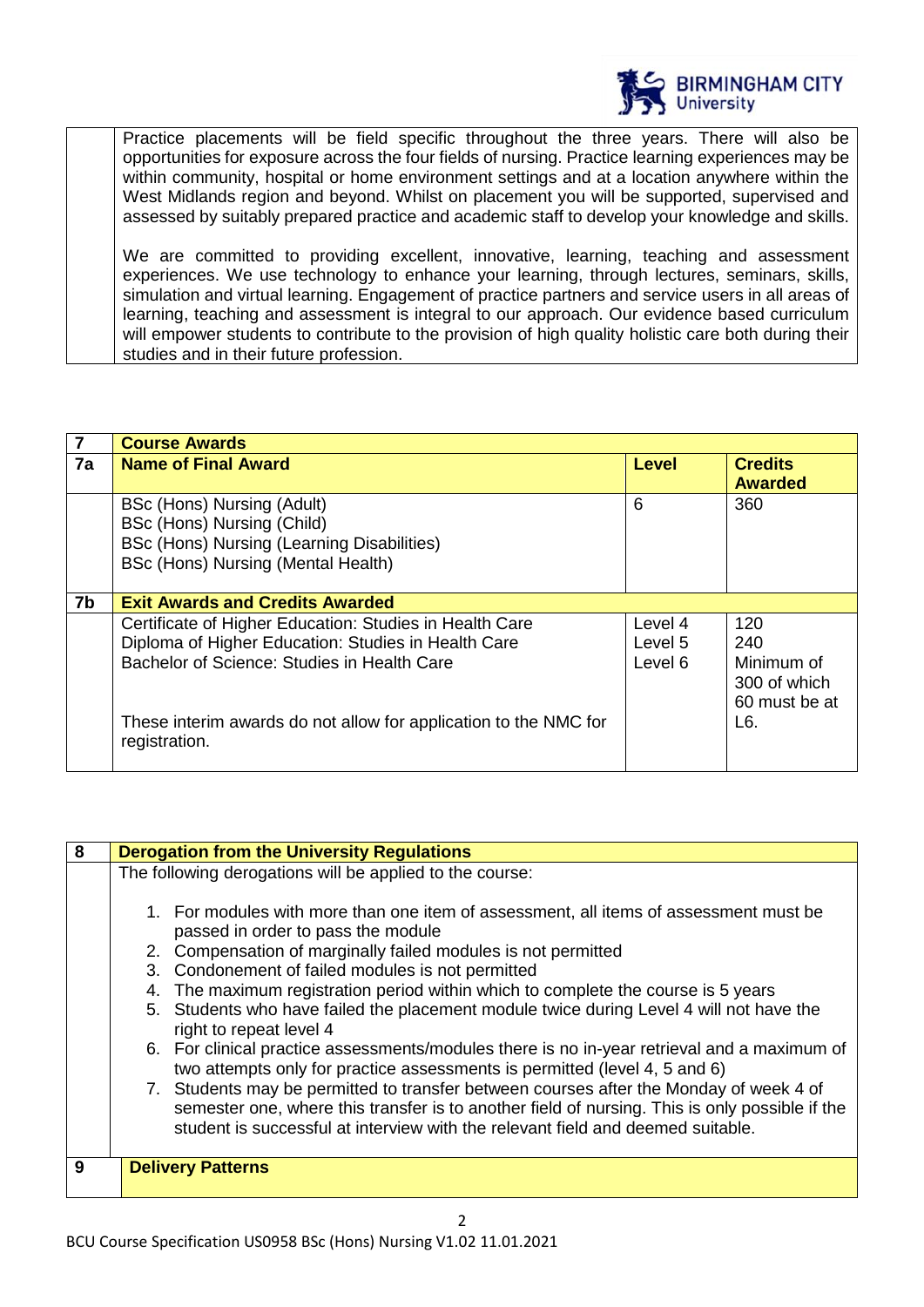Practice placements will be field specific throughout the three years. There will also be opportunities for exposure across the four fields of nursing. Practice learning experiences may be within community, hospital or home environment settings and at a location anywhere within the West Midlands region and beyond. Whilst on placement you will be supported, supervised and assessed by suitably prepared practice and academic staff to develop your knowledge and skills.

We are committed to providing excellent, innovative, learning, teaching and assessment experiences. We use technology to enhance your learning, through lectures, seminars, skills, simulation and virtual learning. Engagement of practice partners and service users in all areas of learning, teaching and assessment is integral to our approach. Our evidence based curriculum will empower students to contribute to the provision of high quality holistic care both during their studies and in their future profession.

| 7 | **Course Awards** | | |
|---|---|---|---|
| **7a** | **Name of Final Award** | **Level** | **Credits Awarded** |
| | BSc (Hons) Nursing (Adult)<br>BSc (Hons) Nursing (Child)<br>BSc (Hons) Nursing (Learning Disabilities)<br>BSc (Hons) Nursing (Mental Health) | 6 | 360 |
| **7b** | **Exit Awards and Credits Awarded** | | |
| | Certificate of Higher Education: Studies in Health Care<br>Diploma of Higher Education: Studies in Health Care<br>Bachelor of Science: Studies in Health Care<br><br>These interim awards do not allow for application to the NMC for registration. | Level 4<br>Level 5<br>Level 6 | 120<br>240<br>Minimum of 300 of which 60 must be at L6. |

| 8 | **Derogation from the University Regulations** |
|---|---|
| | The following derogations will be applied to the course:<br><br>1. For modules with more than one item of assessment, all items of assessment must be passed in order to pass the module<br>2. Compensation of marginally failed modules is not permitted<br>3. Condonement of failed modules is not permitted<br>4. The maximum registration period within which to complete the course is 5 years<br>5. Students who have failed the placement module twice during Level 4 will not have the right to repeat level 4<br>6. For clinical practice assessments/modules there is no in-year retrieval and a maximum of two attempts only for practice assessments is permitted (level 4, 5 and 6)<br>7. Students may be permitted to transfer between courses after the Monday of week 4 of semester one, where this transfer is to another field of nursing. This is only possible if the student is successful at interview with the relevant field and deemed suitable. |
| **9** | **Delivery Patterns** |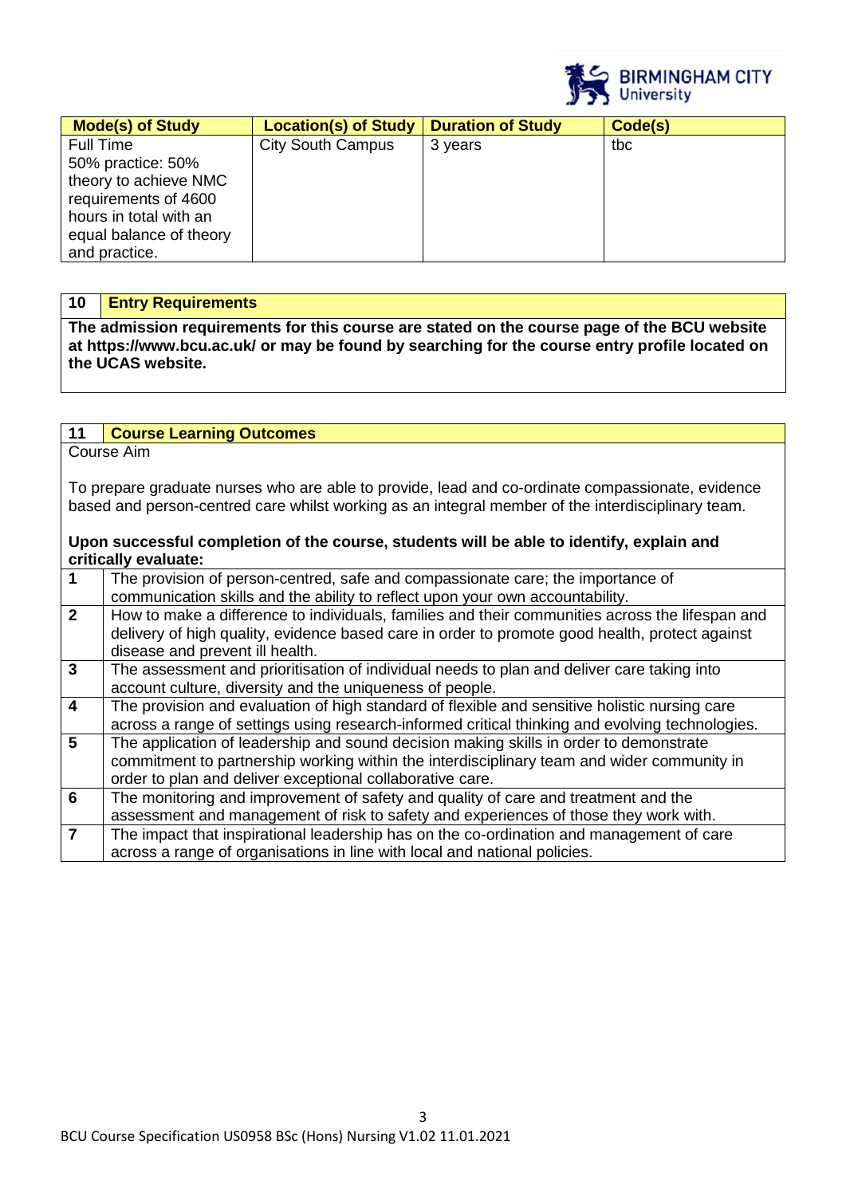| Mode(s) of Study | Location(s) of Study | Duration of Study | Code(s) |
|---|---|---|---|
| Full Time<br>50% practice: 50% theory to achieve NMC requirements of 4600 hours in total with an equal balance of theory and practice. | City South Campus | 3 years | tbc |

| 10 | Entry Requirements |
|---|---|
| **The admission requirements for this course are stated on the course page of the BCU website at https://www.bcu.ac.uk/ or may be found by searching for the course entry profile located on the UCAS website.** | |

| 11 | Course Learning Outcomes |
|---|---|
| Course Aim<br><br>To prepare graduate nurses who are able to provide, lead and co-ordinate compassionate, evidence based and person-centred care whilst working as an integral member of the interdisciplinary team.<br><br>**Upon successful completion of the course, students will be able to identify, explain and critically evaluate:** | |
| 1 | The provision of person-centred, safe and compassionate care; the importance of communication skills and the ability to reflect upon your own accountability. |
| 2 | How to make a difference to individuals, families and their communities across the lifespan and delivery of high quality, evidence based care in order to promote good health, protect against disease and prevent ill health. |
| 3 | The assessment and prioritisation of individual needs to plan and deliver care taking into account culture, diversity and the uniqueness of people. |
| 4 | The provision and evaluation of high standard of flexible and sensitive holistic nursing care across a range of settings using research-informed critical thinking and evolving technologies. |
| 5 | The application of leadership and sound decision making skills in order to demonstrate commitment to partnership working within the interdisciplinary team and wider community in order to plan and deliver exceptional collaborative care. |
| 6 | The monitoring and improvement of safety and quality of care and treatment and the assessment and management of risk to safety and experiences of those they work with. |
| 7 | The impact that inspirational leadership has on the co-ordination and management of care across a range of organisations in line with local and national policies. |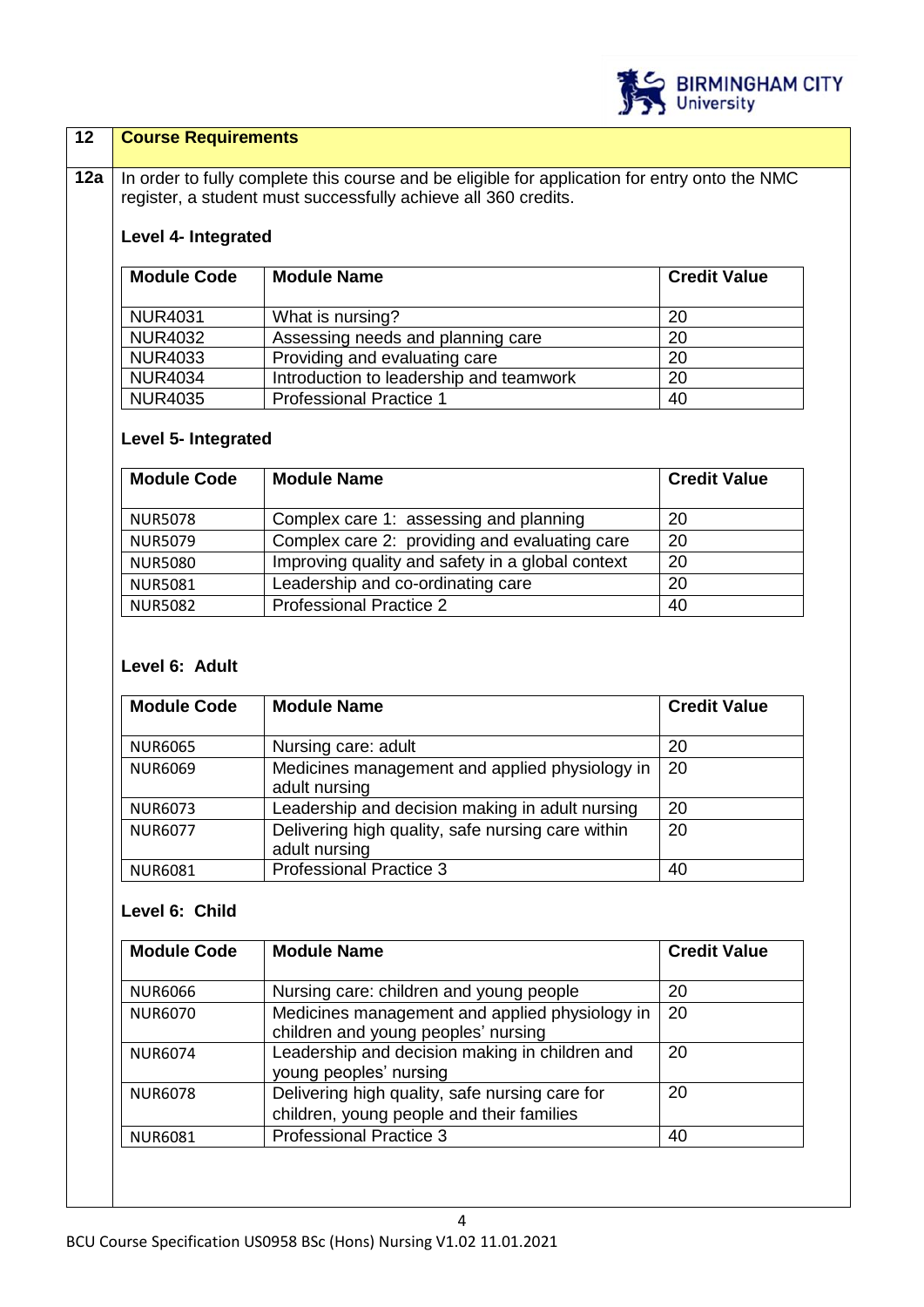## 12 Course Requirements

**12a** In order to fully complete this course and be eligible for application for entry onto the NMC register, a student must successfully achieve all 360 credits.

### Level 4- Integrated

| Module Code | Module Name | Credit Value |
|---|---|---|
| NUR4031 | What is nursing? | 20 |
| NUR4032 | Assessing needs and planning care | 20 |
| NUR4033 | Providing and evaluating care | 20 |
| NUR4034 | Introduction to leadership and teamwork | 20 |
| NUR4035 | Professional Practice 1 | 40 |

### Level 5- Integrated

| Module Code | Module Name | Credit Value |
|---|---|---|
| NUR5078 | Complex care 1: assessing and planning | 20 |
| NUR5079 | Complex care 2: providing and evaluating care | 20 |
| NUR5080 | Improving quality and safety in a global context | 20 |
| NUR5081 | Leadership and co-ordinating care | 20 |
| NUR5082 | Professional Practice 2 | 40 |

### Level 6: Adult

| Module Code | Module Name | Credit Value |
|---|---|---|
| NUR6065 | Nursing care: adult | 20 |
| NUR6069 | Medicines management and applied physiology in adult nursing | 20 |
| NUR6073 | Leadership and decision making in adult nursing | 20 |
| NUR6077 | Delivering high quality, safe nursing care within adult nursing | 20 |
| NUR6081 | Professional Practice 3 | 40 |

### Level 6: Child

| Module Code | Module Name | Credit Value |
|---|---|---|
| NUR6066 | Nursing care: children and young people | 20 |
| NUR6070 | Medicines management and applied physiology in children and young peoples' nursing | 20 |
| NUR6074 | Leadership and decision making in children and young peoples' nursing | 20 |
| NUR6078 | Delivering high quality, safe nursing care for children, young people and their families | 20 |
| NUR6081 | Professional Practice 3 | 40 |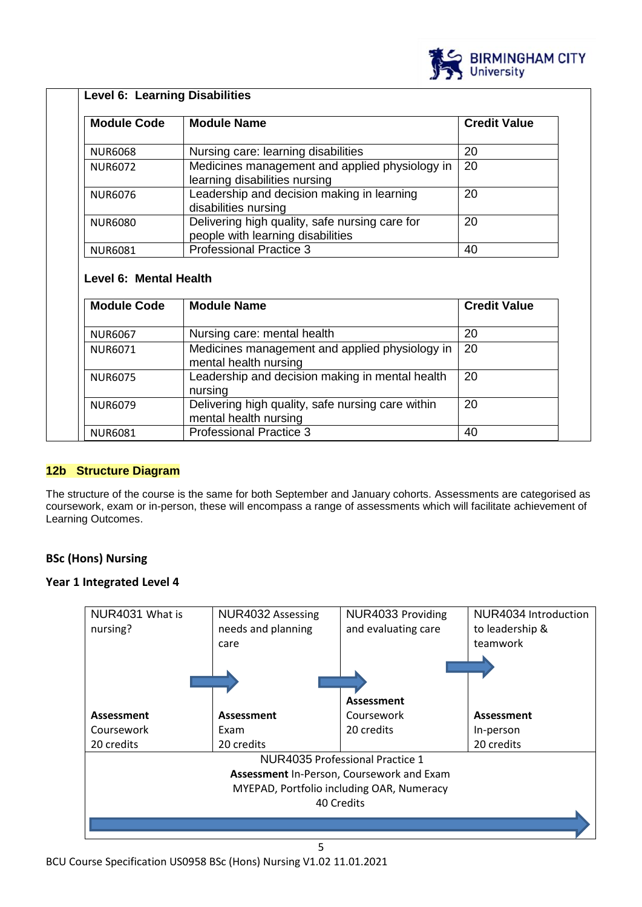**Level 6: Learning Disabilities**

| Module Code | Module Name | Credit Value |
|---|---|---|
| NUR6068 | Nursing care: learning disabilities | 20 |
| NUR6072 | Medicines management and applied physiology in learning disabilities nursing | 20 |
| NUR6076 | Leadership and decision making in learning disabilities nursing | 20 |
| NUR6080 | Delivering high quality, safe nursing care for people with learning disabilities | 20 |
| NUR6081 | Professional Practice 3 | 40 |

**Level 6: Mental Health**

| Module Code | Module Name | Credit Value |
|---|---|---|
| NUR6067 | Nursing care: mental health | 20 |
| NUR6071 | Medicines management and applied physiology in mental health nursing | 20 |
| NUR6075 | Leadership and decision making in mental health nursing | 20 |
| NUR6079 | Delivering high quality, safe nursing care within mental health nursing | 20 |
| NUR6081 | Professional Practice 3 | 40 |

## 12b Structure Diagram

The structure of the course is the same for both September and January cohorts. Assessments are categorised as coursework, exam or in-person, these will encompass a range of assessments which will facilitate achievement of Learning Outcomes.

**BSc (Hons) Nursing**

**Year 1 Integrated Level 4**

| NUR4031 What is nursing? | NUR4032 Assessing needs and planning care | NUR4033 Providing and evaluating care | NUR4034 Introduction to leadership & teamwork |
|---|---|---|---|
| **Assessment** Coursework 20 credits | **Assessment** Exam 20 credits | **Assessment** Coursework 20 credits | **Assessment** In-person 20 credits |
| NUR4035 Professional Practice 1 **Assessment** In-Person, Coursework and Exam MYEPAD, Portfolio including OAR, Numeracy 40 Credits | | | |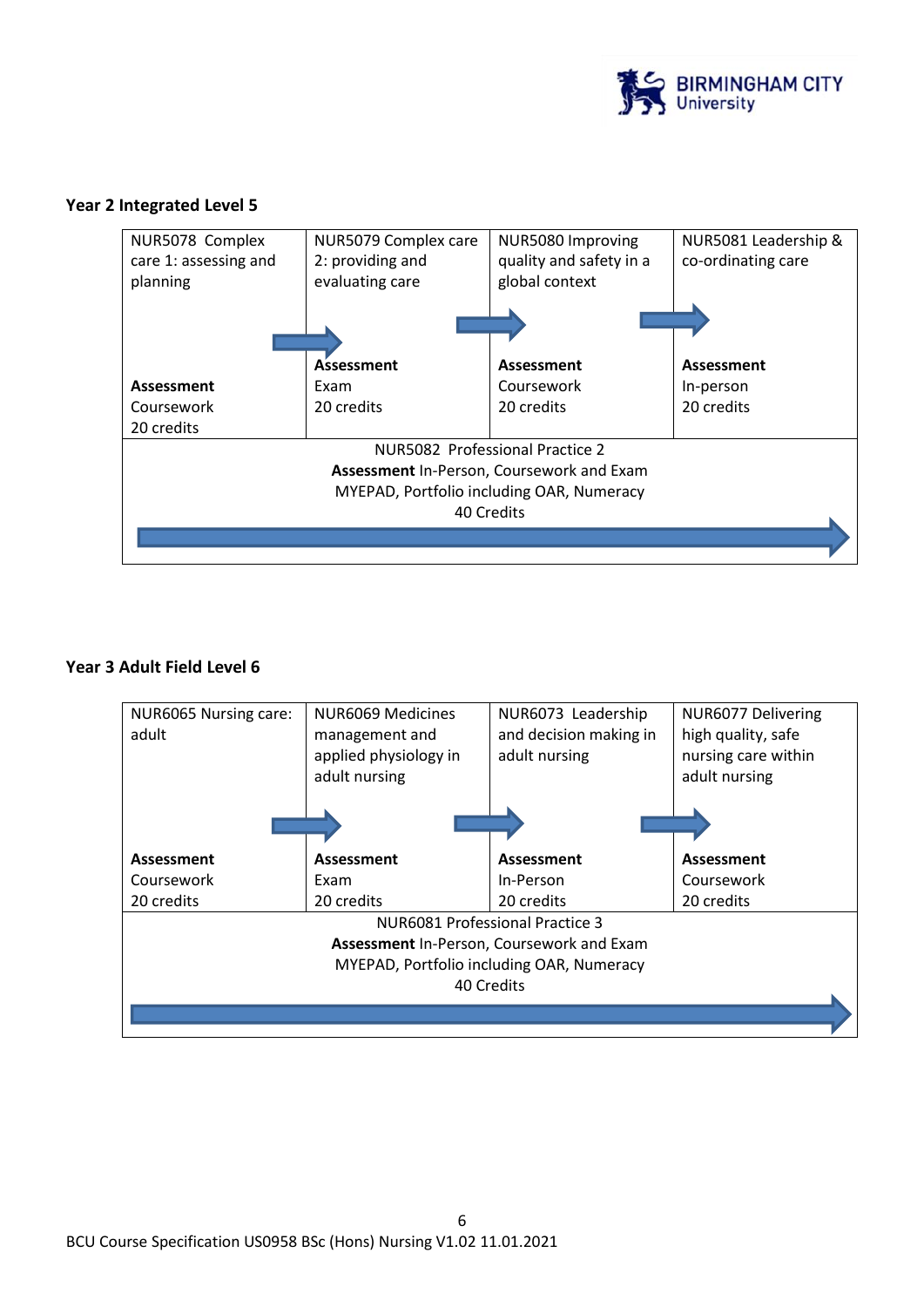### Year 2 Integrated Level 5

| NUR5078 Complex care 1: assessing and planning | NUR5079 Complex care 2: providing and evaluating care | NUR5080 Improving quality and safety in a global context | NUR5081 Leadership & co-ordinating care |
|---|---|---|---|
| **Assessment** Coursework 20 credits | **Assessment** Exam 20 credits | **Assessment** Coursework 20 credits | **Assessment** In-person 20 credits |
| NUR5082 Professional Practice 2 **Assessment** In-Person, Coursework and Exam MYEPAD, Portfolio including OAR, Numeracy 40 Credits | | | |

### Year 3 Adult Field Level 6

| NUR6065 Nursing care: adult | NUR6069 Medicines management and applied physiology in adult nursing | NUR6073 Leadership and decision making in adult nursing | NUR6077 Delivering high quality, safe nursing care within adult nursing |
|---|---|---|---|
| **Assessment** Coursework 20 credits | **Assessment** Exam 20 credits | **Assessment** In-Person 20 credits | **Assessment** Coursework 20 credits |
| NUR6081 Professional Practice 3 **Assessment** In-Person, Coursework and Exam MYEPAD, Portfolio including OAR, Numeracy 40 Credits | | | |

BCU Course Specification US0958 BSc (Hons) Nursing V1.02 11.01.2021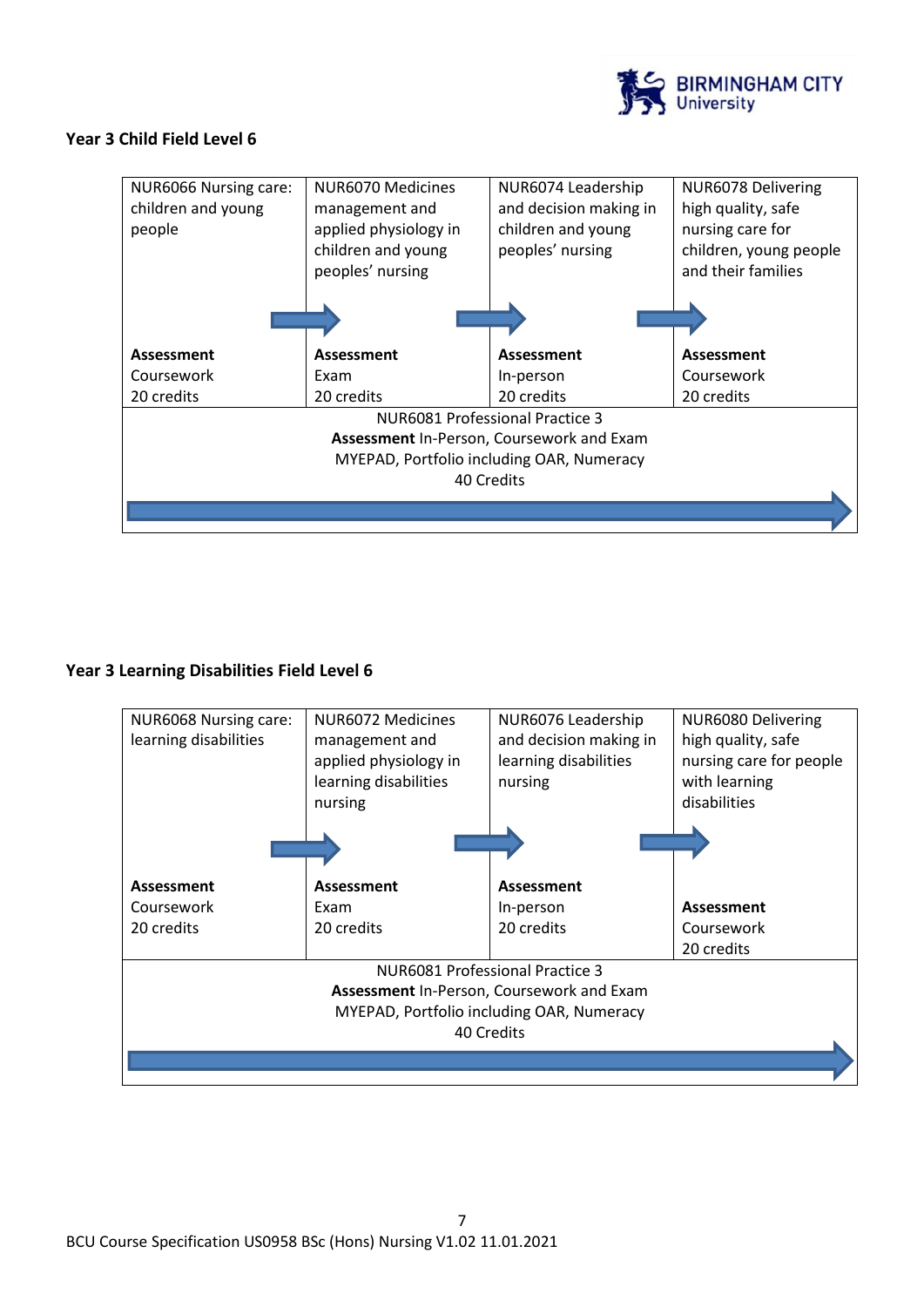### Year 3 Child Field Level 6

| NUR6066 Nursing care: children and young people | NUR6070 Medicines management and applied physiology in children and young peoples' nursing | NUR6074 Leadership and decision making in children and young peoples' nursing | NUR6078 Delivering high quality, safe nursing care for children, young people and their families |
|---|---|---|---|
| **Assessment** Coursework 20 credits | **Assessment** Exam 20 credits | **Assessment** In-person 20 credits | **Assessment** Coursework 20 credits |
| NUR6081 Professional Practice 3 **Assessment** In-Person, Coursework and Exam MYEPAD, Portfolio including OAR, Numeracy 40 Credits | | | |

### Year 3 Learning Disabilities Field Level 6

| NUR6068 Nursing care: learning disabilities | NUR6072 Medicines management and applied physiology in learning disabilities nursing | NUR6076 Leadership and decision making in learning disabilities nursing | NUR6080 Delivering high quality, safe nursing care for people with learning disabilities |
|---|---|---|---|
| **Assessment** Coursework 20 credits | **Assessment** Exam 20 credits | **Assessment** In-person 20 credits | **Assessment** Coursework 20 credits |
| NUR6081 Professional Practice 3 **Assessment** In-Person, Coursework and Exam MYEPAD, Portfolio including OAR, Numeracy 40 Credits | | | |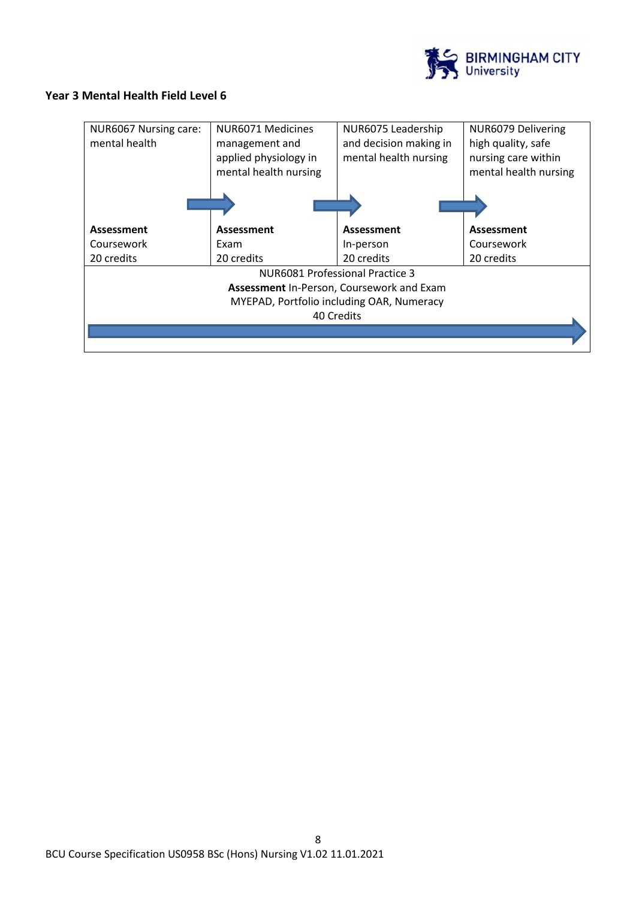### Year 3 Mental Health Field Level 6

| | | | |
|---|---|---|---|
| NUR6067 Nursing care: mental health | NUR6071 Medicines management and applied physiology in mental health nursing | NUR6075 Leadership and decision making in mental health nursing | NUR6079 Delivering high quality, safe nursing care within mental health nursing |
| **Assessment** Coursework 20 credits | **Assessment** Exam 20 credits | **Assessment** In-person 20 credits | **Assessment** Coursework 20 credits |
| NUR6081 Professional Practice 3 **Assessment** In-Person, Coursework and Exam MYEPAD, Portfolio including OAR, Numeracy 40 Credits | | | |

BCU Course Specification US0958 BSc (Hons) Nursing V1.02 11.01.2021